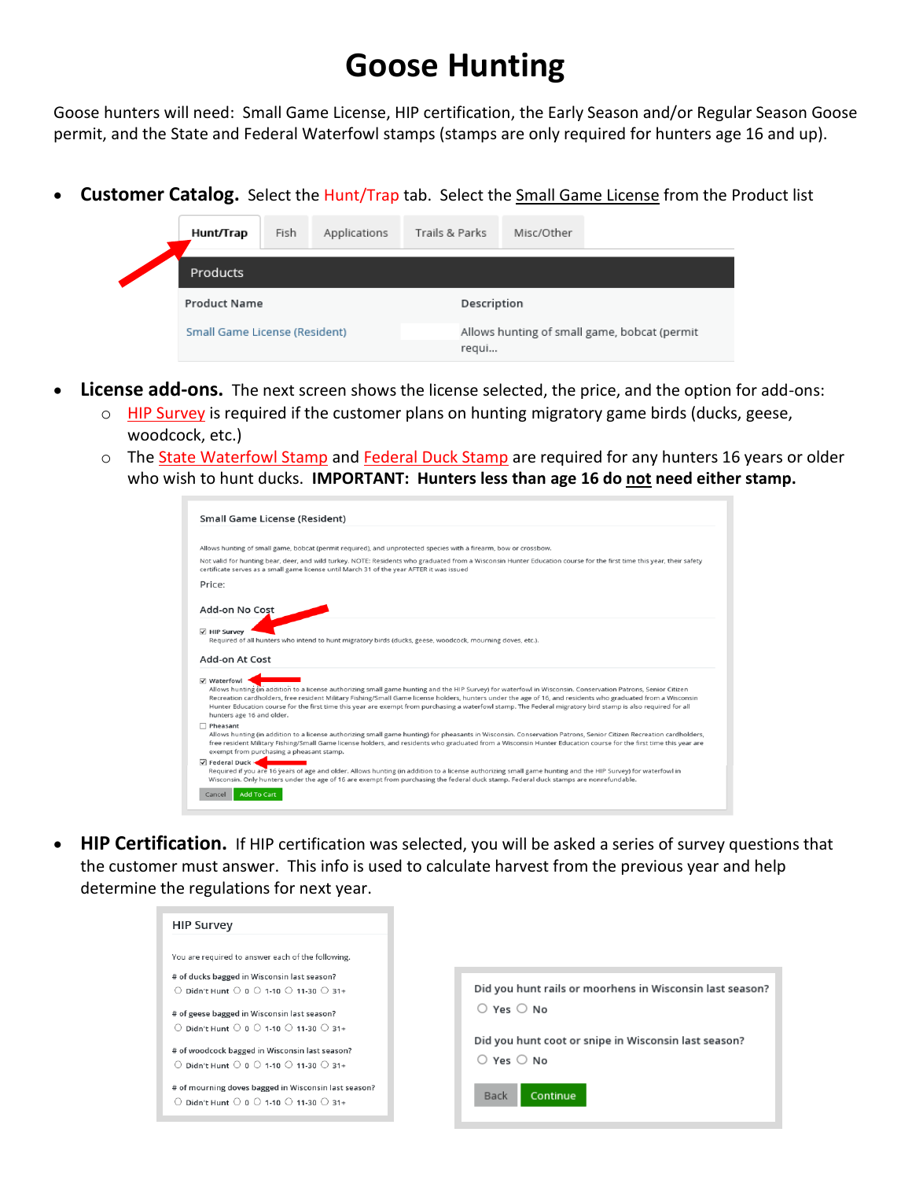# Goose Hunting

Goose hunters will need: Small Game License, HIP certification, the Early Season and/or Regular Season Goose permit, and the State and Federal Waterfowl stamps (stamps are only required for hunters age 16 and up).

- **Customer Catalog.** Select the Hunt/Trap tab. Select the Small Game License from the Product list

Hunt/Trap | Fish | Applications | Trails & Parks | Misc/Other

Products

| Product Name | Description |
| --- | --- |
| Small Game License (Resident) | Allows hunting of small game, bobcat (permit requi... |

- **License add-ons.** The next screen shows the license selected, the price, and the option for add-ons:
  - HIP Survey is required if the customer plans on hunting migratory game birds (ducks, geese, woodcock, etc.)
  - The State Waterfowl Stamp and Federal Duck Stamp are required for any hunters 16 years or older who wish to hunt ducks. **IMPORTANT: Hunters less than age 16 do not need either stamp.**

Small Game License (Resident)

Allows hunting of small game, bobcat (permit required), and unprotected species with a firearm, bow or crossbow.

Not valid for hunting bear, deer, and wild turkey. NOTE: Residents who graduated from a Wisconsin Hunter Education course for the first time this year, their safety certificate serves as a small game license until March 31 of the year AFTER it was issued

Price:

Add-on No Cost

☑ HIP Survey
Required of all hunters who intend to hunt migratory birds (ducks, geese, woodcock, mourning doves, etc.).

Add-on At Cost

☑ Waterfowl
Allows hunting (in addition to a license authorizing small game hunting and the HIP Survey) for waterfowl in Wisconsin. Conservation Patrons, Senior Citizen Recreation cardholders, free resident Military Fishing/Small Game license holders, hunters under the age of 16, and residents who graduated from a Wisconsin Hunter Education course for the first time this year are exempt from purchasing a waterfowl stamp. The Federal migratory bird stamp is also required for all hunters age 16 and older.

☐ Pheasant
Allows hunting (in addition to a license authorizing small game hunting) for pheasants in Wisconsin. Conservation Patrons, Senior Citizen Recreation cardholders, free resident Military Fishing/Small Game license holders, and residents who graduated from a Wisconsin Hunter Education course for the first time this year are exempt from purchasing a pheasant stamp.

☑ Federal Duck
Required if you are 16 years of age and older. Allows hunting (in addition to a license authorizing small game hunting and the HIP Survey) for waterfowl in Wisconsin. Only hunters under the age of 16 are exempt from purchasing the federal duck stamp. Federal duck stamps are nonrefundable.

Cancel | Add To Cart

- **HIP Certification.** If HIP certification was selected, you will be asked a series of survey questions that the customer must answer. This info is used to calculate harvest from the previous year and help determine the regulations for next year.

HIP Survey

You are required to answer each of the following.

\# of ducks bagged in Wisconsin last season?
○ Didn't Hunt ○ 0 ○ 1-10 ○ 11-30 ○ 31+

\# of geese bagged in Wisconsin last season?
○ Didn't Hunt ○ 0 ○ 1-10 ○ 11-30 ○ 31+

\# of woodcock bagged in Wisconsin last season?
○ Didn't Hunt ○ 0 ○ 1-10 ○ 11-30 ○ 31+

\# of mourning doves bagged in Wisconsin last season?
○ Didn't Hunt ○ 0 ○ 1-10 ○ 11-30 ○ 31+

Did you hunt rails or moorhens in Wisconsin last season?
○ Yes ○ No

Did you hunt coot or snipe in Wisconsin last season?
○ Yes ○ No

Back | Continue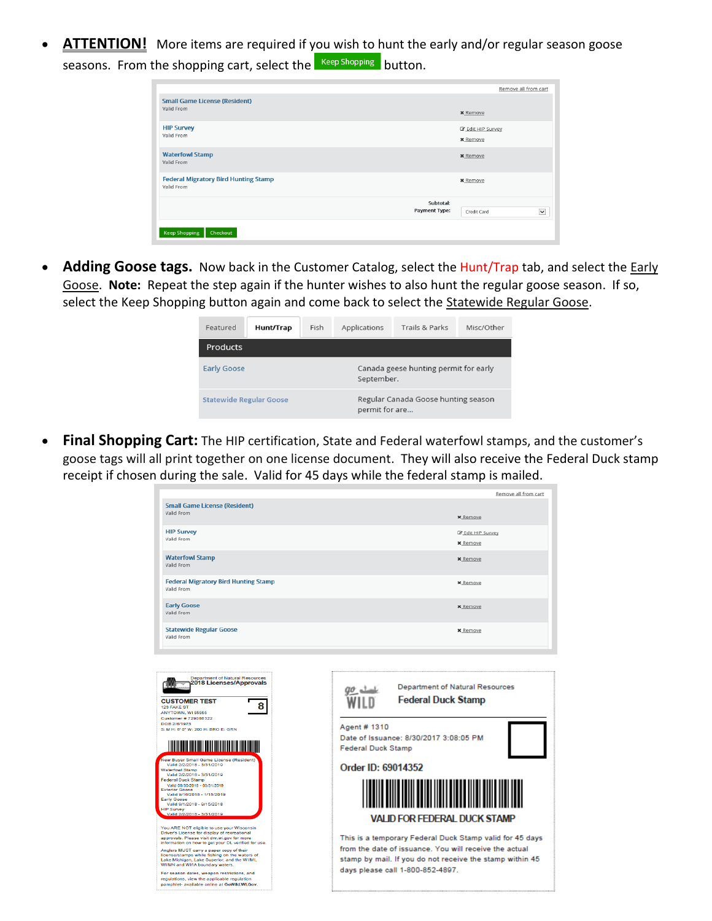- **ATTENTION!** More items are required if you wish to hunt the early and/or regular season goose seasons. From the shopping cart, select the Keep Shopping button.

Remove all from cart

| | |
|---|---|
| Small Game License (Resident)<br>Valid From | Remove |
| HIP Survey<br>Valid From | Edit HIP Survey<br>Remove |
| Waterfowl Stamp<br>Valid From | Remove |
| Federal Migratory Bird Hunting Stamp<br>Valid From | Remove |
| Subtotal:<br>Payment Type: | Credit Card |

Keep Shopping Checkout

- **Adding Goose tags.** Now back in the Customer Catalog, select the Hunt/Trap tab, and select the Early Goose. **Note:** Repeat the step again if the hunter wishes to also hunt the regular goose season. If so, select the Keep Shopping button again and come back to select the Statewide Regular Goose.

Featured | Hunt/Trap | Fish | Applications | Trails & Parks | Misc/Other

| Products | |
|---|---|
| Early Goose | Canada geese hunting permit for early September. |
| Statewide Regular Goose | Regular Canada Goose hunting season permit for are... |

- **Final Shopping Cart:** The HIP certification, State and Federal waterfowl stamps, and the customer's goose tags will all print together on one license document. They will also receive the Federal Duck stamp receipt if chosen during the sale. Valid for 45 days while the federal stamp is mailed.

Remove all from cart

| | |
|---|---|
| Small Game License (Resident)<br>Valid From | Remove |
| HIP Survey<br>Valid From | Edit HIP Survey<br>Remove |
| Waterfowl Stamp<br>Valid From | Remove |
| Federal Migratory Bird Hunting Stamp<br>Valid From | Remove |
| Early Goose<br>Valid From | Remove |
| Statewide Regular Goose<br>Valid From | Remove |

Department of Natural Resources
2018 Licenses/Approvals

CUSTOMER TEST
123 FAKE ST
ANYTOWN, WI 55555
Customer # 729086322
DOB 2/6/1975
S: M H: 6' 0" W: 200 H: BRO E: GRN

8

New Buyer Small Game License (Resident)
Valid 2/2/2018 - 3/31/2019
Waterfowl Stamp
Valid 2/2/2018 - 3/31/2019
Federal Duck Stamp
Valid 08/30/2018 - 06/31/2019
Exterior Goose
Valid 9/16/2018 - 1/15/2019
Early Goose
Valid 9/1/2018 - 9/15/2018
HIP Survey
Valid 2/2/2018 - 3/31/2019

You ARE NOT eligible to use your Wisconsin Driver's License for display of recreational approvals. Please visit dnr.wi.gov for more information on how to get your DL verified for use.

Anglers MUST carry a paper copy of their licenses/stamps while fishing on the waters of Lake Michigan, Lake Superior, and the WI/MI, WI/MN and WI/IA boundary waters.

For season dates, weapon restrictions, and regulations, view the applicable regulation pamphlet- available online at GoWild.WI.Gov.

go WILD
Department of Natural Resources
Federal Duck Stamp

Agent # 1310
Date of Issuance: 8/30/2017 3:08:05 PM
Federal Duck Stamp

Order ID: 69014352

VALID FOR FEDERAL DUCK STAMP

This is a temporary Federal Duck Stamp valid for 45 days from the date of issuance. You will receive the actual stamp by mail. If you do not receive the stamp within 45 days please call 1-800-852-4897.